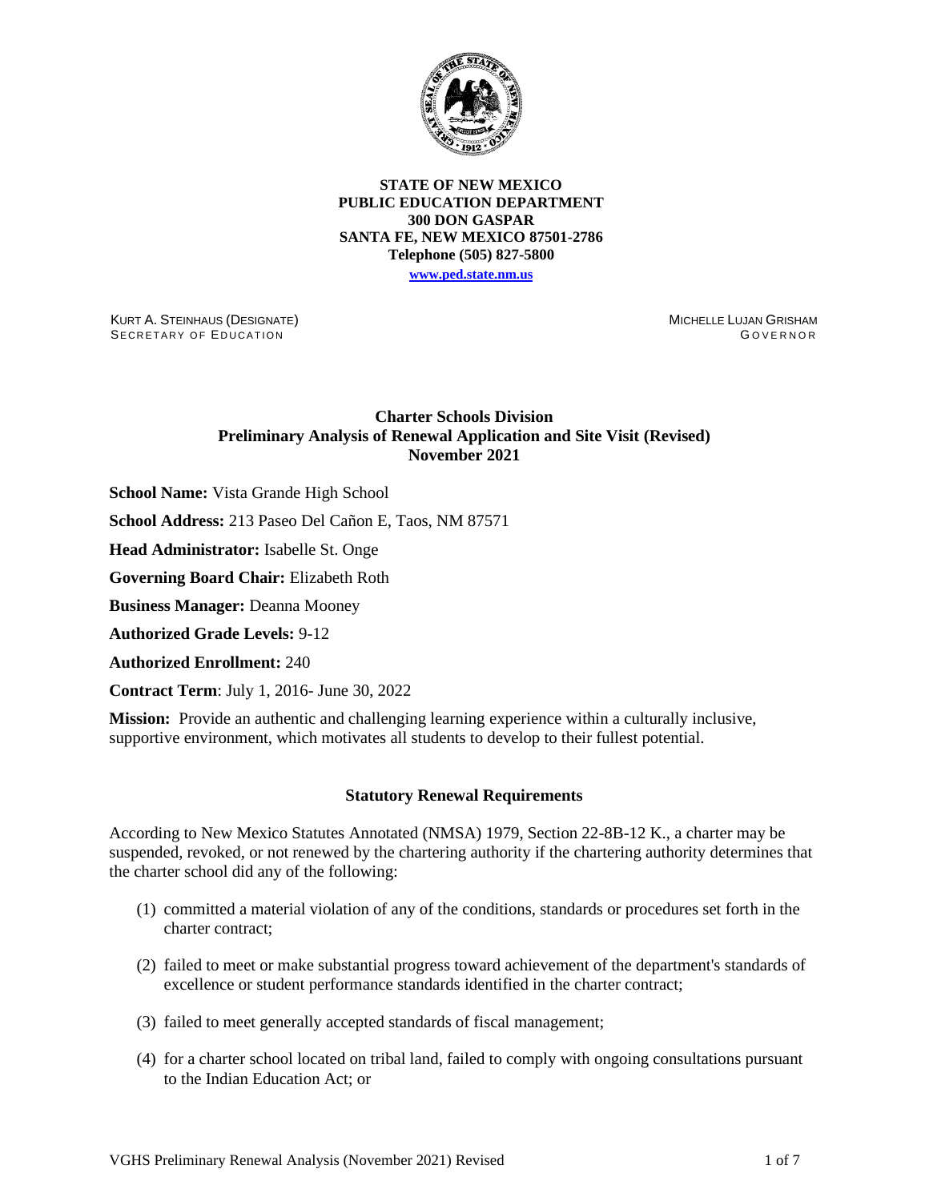**STATE OF NEW MEXICO**
**PUBLIC EDUCATION DEPARTMENT**
**300 DON GASPAR**
**SANTA FE, NEW MEXICO 87501-2786**
**Telephone (505) 827-5800**
**www.ped.state.nm.us**

KURT A. STEINHAUS (DESIGNATE)
SECRETARY OF EDUCATION

MICHELLE LUJAN GRISHAM
GOVERNOR

**Charter Schools Division**
**Preliminary Analysis of Renewal Application and Site Visit (Revised)**
**November 2021**

**School Name:** Vista Grande High School

**School Address:** 213 Paseo Del Cañon E, Taos, NM 87571

**Head Administrator:** Isabelle St. Onge

**Governing Board Chair:** Elizabeth Roth

**Business Manager:** Deanna Mooney

**Authorized Grade Levels:** 9-12

**Authorized Enrollment:** 240

**Contract Term**: July 1, 2016- June 30, 2022

**Mission:** Provide an authentic and challenging learning experience within a culturally inclusive, supportive environment, which motivates all students to develop to their fullest potential.

## Statutory Renewal Requirements

According to New Mexico Statutes Annotated (NMSA) 1979, Section 22-8B-12 K., a charter may be suspended, revoked, or not renewed by the chartering authority if the chartering authority determines that the charter school did any of the following:

(1) committed a material violation of any of the conditions, standards or procedures set forth in the charter contract;

(2) failed to meet or make substantial progress toward achievement of the department's standards of excellence or student performance standards identified in the charter contract;

(3) failed to meet generally accepted standards of fiscal management;

(4) for a charter school located on tribal land, failed to comply with ongoing consultations pursuant to the Indian Education Act; or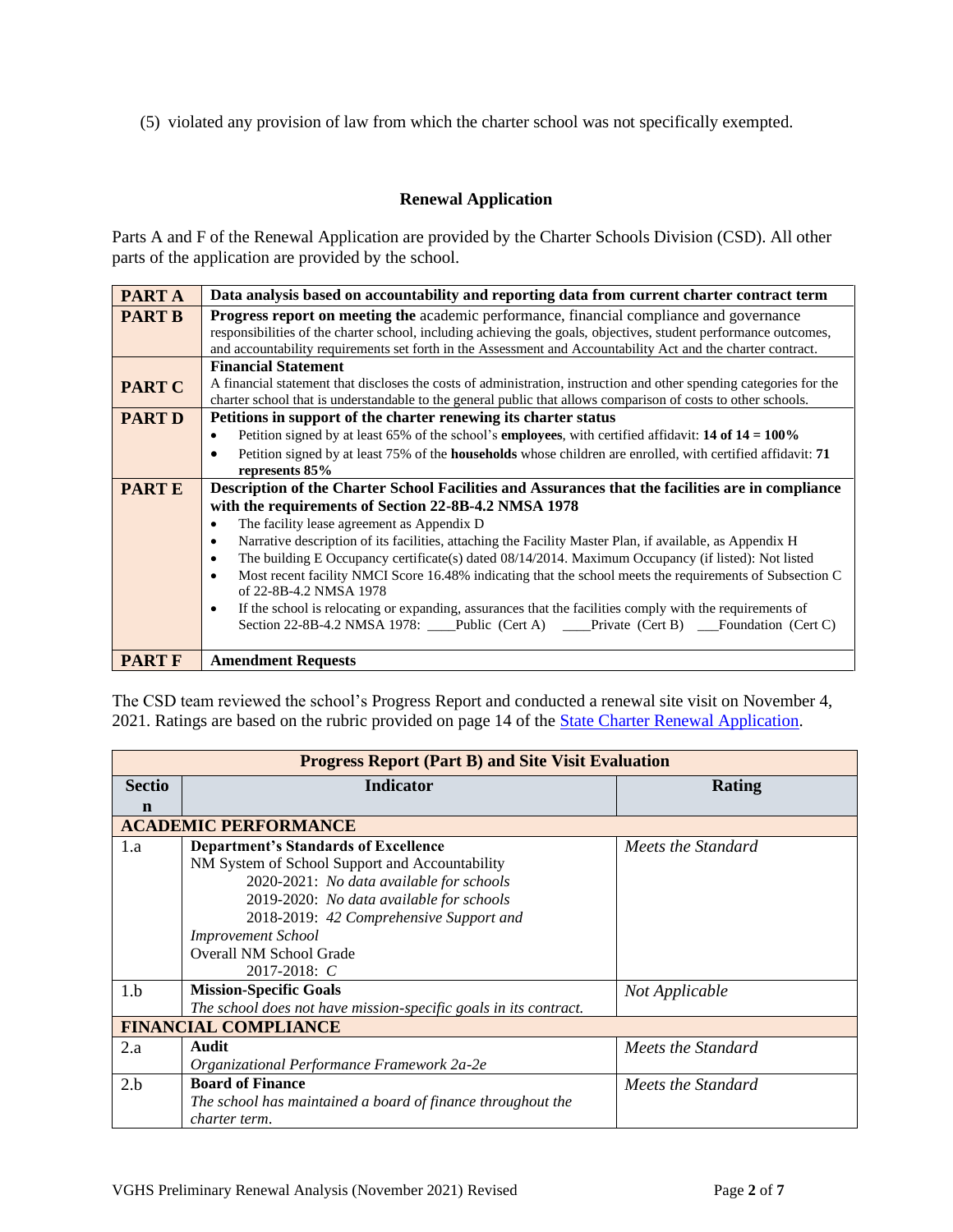(5) violated any provision of law from which the charter school was not specifically exempted.

## Renewal Application

Parts A and F of the Renewal Application are provided by the Charter Schools Division (CSD). All other parts of the application are provided by the school.

| | |
|---|---|
| **PART A** | **Data analysis based on accountability and reporting data from current charter contract term** |
| **PART B** | **Progress report on meeting the** academic performance, financial compliance and governance responsibilities of the charter school, including achieving the goals, objectives, student performance outcomes, and accountability requirements set forth in the Assessment and Accountability Act and the charter contract. |
| **PART C** | **Financial Statement**<br>A financial statement that discloses the costs of administration, instruction and other spending categories for the charter school that is understandable to the general public that allows comparison of costs to other schools. |
| **PART D** | **Petitions in support of the charter renewing its charter status**<br>• Petition signed by at least 65% of the school's **employees**, with certified affidavit: **14 of 14 = 100%**<br>• Petition signed by at least 75% of the **households** whose children are enrolled, with certified affidavit: **71 represents 85%** |
| **PART E** | **Description of the Charter School Facilities and Assurances that the facilities are in compliance with the requirements of Section 22-8B-4.2 NMSA 1978**<br>• The facility lease agreement as Appendix D<br>• Narrative description of its facilities, attaching the Facility Master Plan, if available, as Appendix H<br>• The building E Occupancy certificate(s) dated 08/14/2014. Maximum Occupancy (if listed): Not listed<br>• Most recent facility NMCI Score 16.48% indicating that the school meets the requirements of Subsection C of 22-8B-4.2 NMSA 1978<br>• If the school is relocating or expanding, assurances that the facilities comply with the requirements of Section 22-8B-4.2 NMSA 1978: ____Public (Cert A) ____Private (Cert B) ___Foundation (Cert C) |
| **PART F** | **Amendment Requests** |

The CSD team reviewed the school's Progress Report and conducted a renewal site visit on November 4, 2021. Ratings are based on the rubric provided on page 14 of the State Charter Renewal Application.

| **Progress Report (Part B) and Site Visit Evaluation** | | |
|---|---|---|
| **Section** | **Indicator** | **Rating** |
| **ACADEMIC PERFORMANCE** | | |
| 1.a | **Department's Standards of Excellence**<br>NM System of School Support and Accountability<br>2020-2021: *No data available for schools*<br>2019-2020: *No data available for schools*<br>2018-2019: *42 Comprehensive Support and Improvement School*<br>Overall NM School Grade<br>2017-2018: *C* | *Meets the Standard* |
| 1.b | **Mission-Specific Goals**<br>*The school does not have mission-specific goals in its contract.* | *Not Applicable* |
| **FINANCIAL COMPLIANCE** | | |
| 2.a | **Audit**<br>*Organizational Performance Framework 2a-2e* | *Meets the Standard* |
| 2.b | **Board of Finance**<br>*The school has maintained a board of finance throughout the charter term.* | *Meets the Standard* |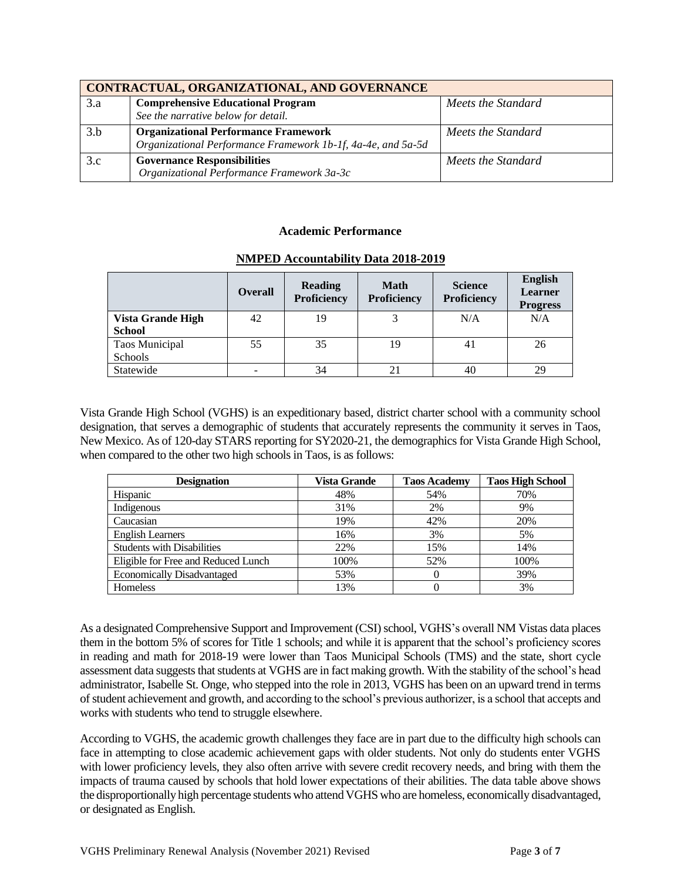| CONTRACTUAL, ORGANIZATIONAL, AND GOVERNANCE | | |
|---|---|---|
| 3.a | **Comprehensive Educational Program**<br>*See the narrative below for detail.* | *Meets the Standard* |
| 3.b | **Organizational Performance Framework**<br>*Organizational Performance Framework 1b-1f, 4a-4e, and 5a-5d* | *Meets the Standard* |
| 3.c | **Governance Responsibilities**<br>*Organizational Performance Framework 3a-3c* | *Meets the Standard* |

## Academic Performance

### NMPED Accountability Data 2018-2019

| | Overall | Reading Proficiency | Math Proficiency | Science Proficiency | English Learner Progress |
|---|---|---|---|---|---|
| **Vista Grande High School** | 42 | 19 | 3 | N/A | N/A |
| Taos Municipal Schools | 55 | 35 | 19 | 41 | 26 |
| Statewide | - | 34 | 21 | 40 | 29 |

Vista Grande High School (VGHS) is an expeditionary based, district charter school with a community school designation, that serves a demographic of students that accurately represents the community it serves in Taos, New Mexico. As of 120-day STARS reporting for SY2020-21, the demographics for Vista Grande High School, when compared to the other two high schools in Taos, is as follows:

| Designation | Vista Grande | Taos Academy | Taos High School |
|---|---|---|---|
| Hispanic | 48% | 54% | 70% |
| Indigenous | 31% | 2% | 9% |
| Caucasian | 19% | 42% | 20% |
| English Learners | 16% | 3% | 5% |
| Students with Disabilities | 22% | 15% | 14% |
| Eligible for Free and Reduced Lunch | 100% | 52% | 100% |
| Economically Disadvantaged | 53% | 0 | 39% |
| Homeless | 13% | 0 | 3% |

As a designated Comprehensive Support and Improvement (CSI) school, VGHS's overall NM Vistas data places them in the bottom 5% of scores for Title 1 schools; and while it is apparent that the school's proficiency scores in reading and math for 2018-19 were lower than Taos Municipal Schools (TMS) and the state, short cycle assessment data suggests that students at VGHS are in fact making growth. With the stability of the school's head administrator, Isabelle St. Onge, who stepped into the role in 2013, VGHS has been on an upward trend in terms of student achievement and growth, and according to the school's previous authorizer, is a school that accepts and works with students who tend to struggle elsewhere.

According to VGHS, the academic growth challenges they face are in part due to the difficulty high schools can face in attempting to close academic achievement gaps with older students. Not only do students enter VGHS with lower proficiency levels, they also often arrive with severe credit recovery needs, and bring with them the impacts of trauma caused by schools that hold lower expectations of their abilities. The data table above shows the disproportionally high percentage students who attend VGHS who are homeless, economically disadvantaged, or designated as English.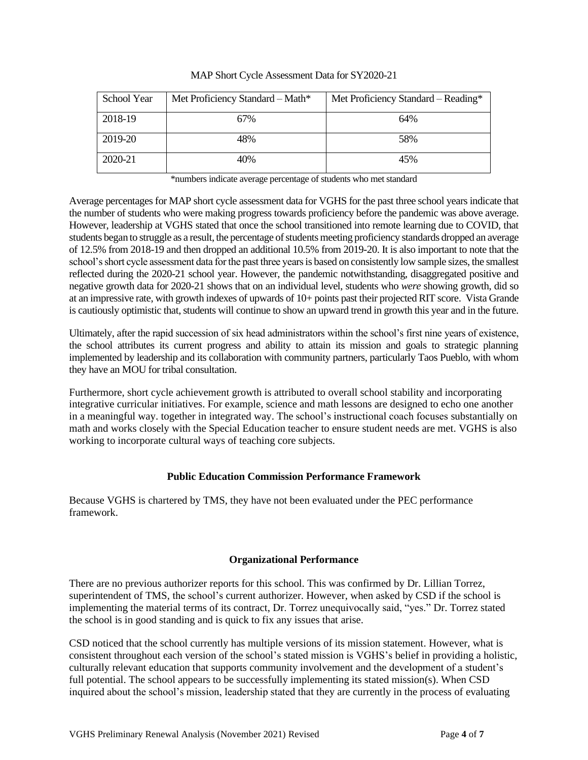MAP Short Cycle Assessment Data for SY2020-21

| School Year | Met Proficiency Standard – Math* | Met Proficiency Standard – Reading* |
|---|---|---|
| 2018-19 | 67% | 64% |
| 2019-20 | 48% | 58% |
| 2020-21 | 40% | 45% |

*numbers indicate average percentage of students who met standard

Average percentages for MAP short cycle assessment data for VGHS for the past three school years indicate that the number of students who were making progress towards proficiency before the pandemic was above average. However, leadership at VGHS stated that once the school transitioned into remote learning due to COVID, that students began to struggle as a result, the percentage of students meeting proficiency standards dropped an average of 12.5% from 2018-19 and then dropped an additional 10.5% from 2019-20. It is also important to note that the school's short cycle assessment data for the past three years is based on consistently low sample sizes, the smallest reflected during the 2020-21 school year. However, the pandemic notwithstanding, disaggregated positive and negative growth data for 2020-21 shows that on an individual level, students who *were* showing growth, did so at an impressive rate, with growth indexes of upwards of 10+ points past their projected RIT score. Vista Grande is cautiously optimistic that, students will continue to show an upward trend in growth this year and in the future.

Ultimately, after the rapid succession of six head administrators within the school's first nine years of existence, the school attributes its current progress and ability to attain its mission and goals to strategic planning implemented by leadership and its collaboration with community partners, particularly Taos Pueblo, with whom they have an MOU for tribal consultation.

Furthermore, short cycle achievement growth is attributed to overall school stability and incorporating integrative curricular initiatives. For example, science and math lessons are designed to echo one another in a meaningful way. together in integrated way. The school's instructional coach focuses substantially on math and works closely with the Special Education teacher to ensure student needs are met. VGHS is also working to incorporate cultural ways of teaching core subjects.

## Public Education Commission Performance Framework

Because VGHS is chartered by TMS, they have not been evaluated under the PEC performance framework.

## Organizational Performance

There are no previous authorizer reports for this school. This was confirmed by Dr. Lillian Torrez, superintendent of TMS, the school's current authorizer. However, when asked by CSD if the school is implementing the material terms of its contract, Dr. Torrez unequivocally said, "yes." Dr. Torrez stated the school is in good standing and is quick to fix any issues that arise.

CSD noticed that the school currently has multiple versions of its mission statement. However, what is consistent throughout each version of the school's stated mission is VGHS's belief in providing a holistic, culturally relevant education that supports community involvement and the development of a student's full potential. The school appears to be successfully implementing its stated mission(s). When CSD inquired about the school's mission, leadership stated that they are currently in the process of evaluating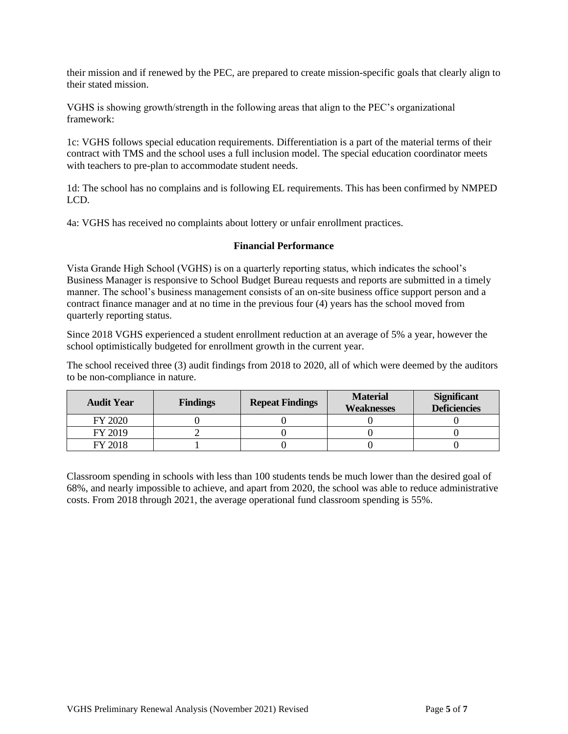their mission and if renewed by the PEC, are prepared to create mission-specific goals that clearly align to their stated mission.

VGHS is showing growth/strength in the following areas that align to the PEC's organizational framework:

1c: VGHS follows special education requirements. Differentiation is a part of the material terms of their contract with TMS and the school uses a full inclusion model. The special education coordinator meets with teachers to pre-plan to accommodate student needs.

1d: The school has no complains and is following EL requirements. This has been confirmed by NMPED LCD.

4a: VGHS has received no complaints about lottery or unfair enrollment practices.

## Financial Performance

Vista Grande High School (VGHS) is on a quarterly reporting status, which indicates the school's Business Manager is responsive to School Budget Bureau requests and reports are submitted in a timely manner. The school's business management consists of an on-site business office support person and a contract finance manager and at no time in the previous four (4) years has the school moved from quarterly reporting status.

Since 2018 VGHS experienced a student enrollment reduction at an average of 5% a year, however the school optimistically budgeted for enrollment growth in the current year.

The school received three (3) audit findings from 2018 to 2020, all of which were deemed by the auditors to be non-compliance in nature.

| Audit Year | Findings | Repeat Findings | Material Weaknesses | Significant Deficiencies |
|---|---|---|---|---|
| FY 2020 | 0 | 0 | 0 | 0 |
| FY 2019 | 2 | 0 | 0 | 0 |
| FY 2018 | 1 | 0 | 0 | 0 |

Classroom spending in schools with less than 100 students tends be much lower than the desired goal of 68%, and nearly impossible to achieve, and apart from 2020, the school was able to reduce administrative costs. From 2018 through 2021, the average operational fund classroom spending is 55%.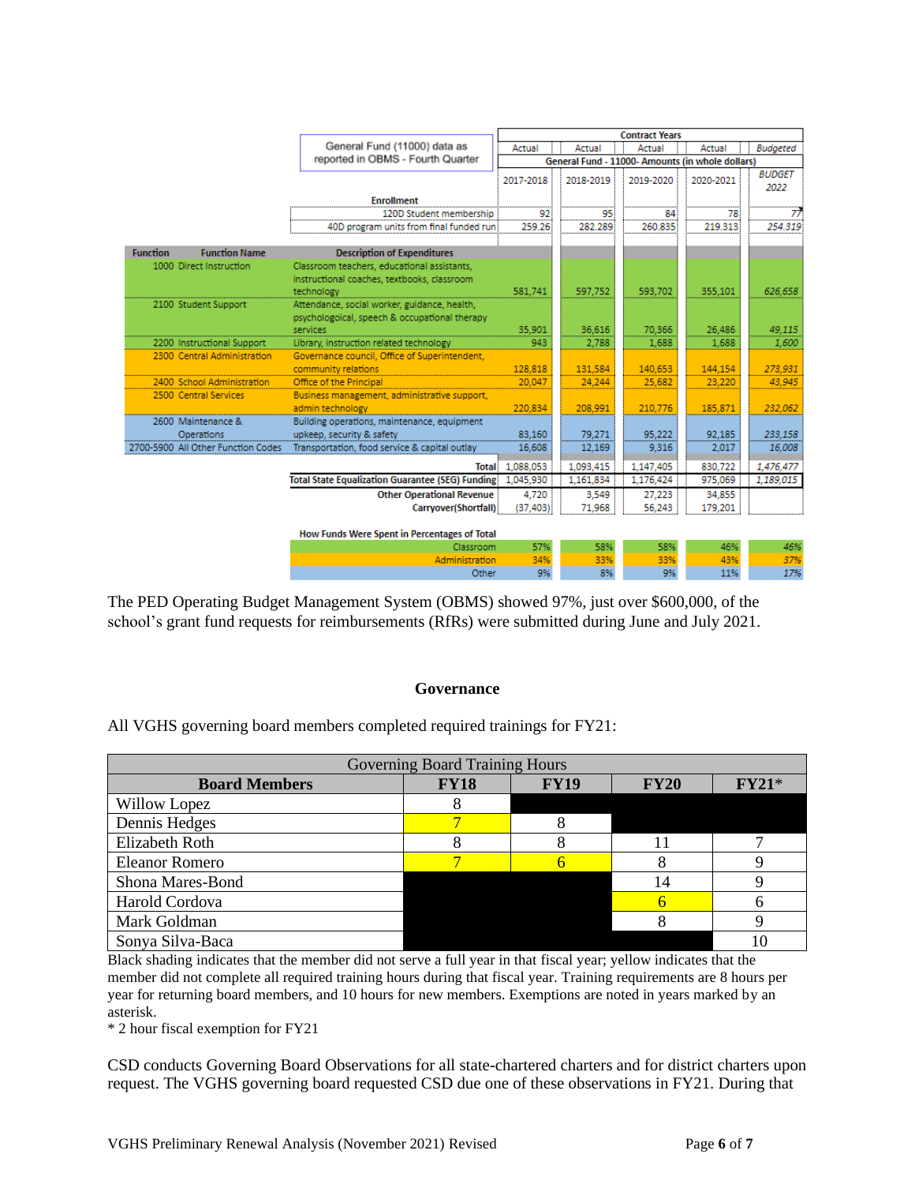| General Fund (11000) data as reported in OBMS - Fourth Quarter | | | Actual | Actual | Actual | Actual | Budgeted |
|---|---|---|---|---|---|---|---|
| | | | Contract Years: General Fund - 11000- Amounts (in whole dollars) | | | | |
| | | | 2017-2018 | 2018-2019 | 2019-2020 | 2020-2021 | BUDGET 2022 |
| | | **Enrollment** | | | | | |
| | | 120D Student membership | 92 | 95 | 84 | 78 | 77 |
| | | 40D program units from final funded run | 259.26 | 282.289 | 260.835 | 219.313 | 254.319 |
| **Function** | **Function Name** | **Description of Expenditures** | | | | | |
| 1000 | Direct Instruction | Classroom teachers, educational assistants, instructional coaches, textbooks, classroom technology | 581,741 | 597,752 | 593,702 | 355,101 | 626,658 |
| 2100 | Student Support | Attendance, social worker, guidance, health, psychologoical, speech & occupational therapy services | 35,901 | 36,616 | 70,366 | 26,486 | 49,115 |
| 2200 | Instructional Support | Library, instruction related technology | 943 | 2,788 | 1,688 | 1,688 | 1,600 |
| 2300 | Central Administration | Governance council, Office of Superintendent, community relations | 128,818 | 131,584 | 140,653 | 144,154 | 273,931 |
| 2400 | School Administration | Office of the Principal | 20,047 | 24,244 | 25,682 | 23,220 | 43,945 |
| 2500 | Central Services | Business management, administrative support, admin technology | 220,834 | 208,991 | 210,776 | 185,871 | 232,062 |
| 2600 | Maintenance & Operations | Building operations, maintenance, equipment upkeep, security & safety | 83,160 | 79,271 | 95,222 | 92,185 | 233,158 |
| 2700-5900 | All Other Function Codes | Transportation, food service & capital outlay | 16,608 | 12,169 | 9,316 | 2,017 | 16,008 |
| | | Total | 1,088,053 | 1,093,415 | 1,147,405 | 830,722 | 1,476,477 |
| | | Total State Equalization Guarantee (SEG) Funding | 1,045,930 | 1,161,834 | 1,176,424 | 975,069 | 1,189,015 |
| | | Other Operational Revenue | 4,720 | 3,549 | 27,223 | 34,855 | |
| | | Carryover(Shortfall) | (37,403) | 71,968 | 56,243 | 179,201 | |
| | | **How Funds Were Spent in Percentages of Total** | | | | | |
| | | Classroom | 57% | 58% | 58% | 46% | 46% |
| | | Administration | 34% | 33% | 33% | 43% | 37% |
| | | Other | 9% | 8% | 9% | 11% | 17% |

The PED Operating Budget Management System (OBMS) showed 97%, just over $600,000, of the school's grant fund requests for reimbursements (RfRs) were submitted during June and July 2021.

## Governance

All VGHS governing board members completed required trainings for FY21:

| Governing Board Training Hours | | | | |
|---|---|---|---|---|
| **Board Members** | **FY18** | **FY19** | **FY20** | **FY21*** |
| Willow Lopez | 8 | | | |
| Dennis Hedges | 7 | 8 | | |
| Elizabeth Roth | 8 | 8 | 11 | 7 |
| Eleanor Romero | 7 | 6 | 8 | 9 |
| Shona Mares-Bond | | | 14 | 9 |
| Harold Cordova | | | 6 | 6 |
| Mark Goldman | | | 8 | 9 |
| Sonya Silva-Baca | | | | 10 |

Black shading indicates that the member did not serve a full year in that fiscal year; yellow indicates that the member did not complete all required training hours during that fiscal year. Training requirements are 8 hours per year for returning board members, and 10 hours for new members. Exemptions are noted in years marked by an asterisk.

* 2 hour fiscal exemption for FY21

CSD conducts Governing Board Observations for all state-chartered charters and for district charters upon request. The VGHS governing board requested CSD due one of these observations in FY21. During that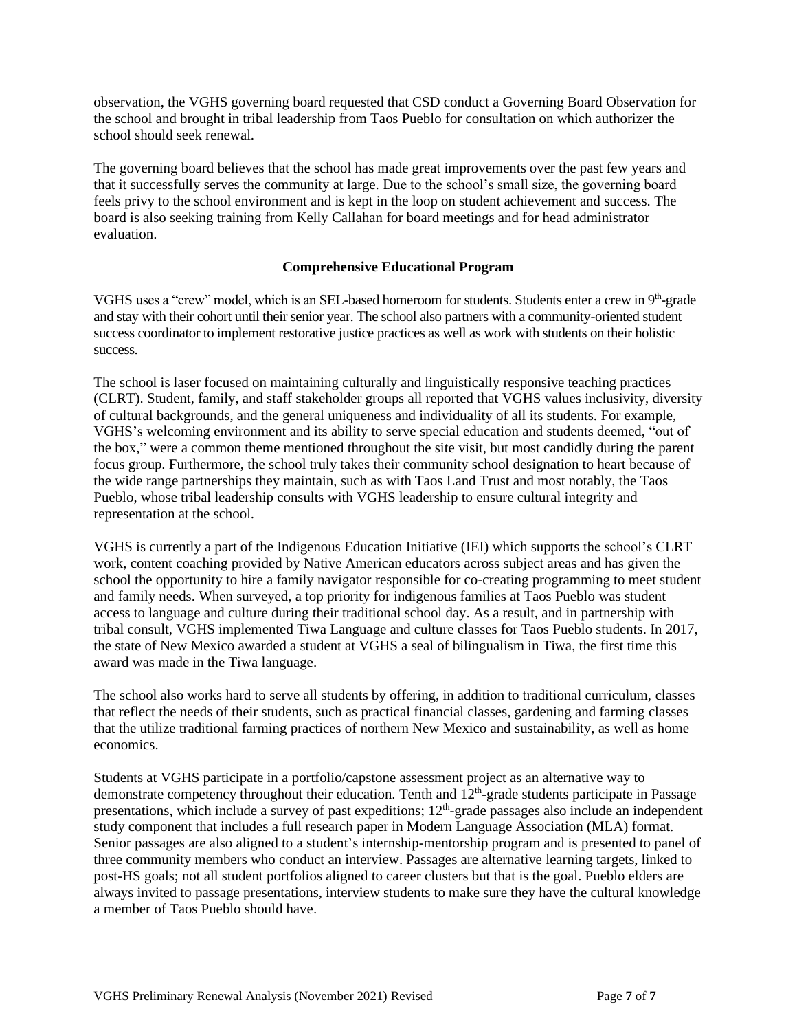observation, the VGHS governing board requested that CSD conduct a Governing Board Observation for the school and brought in tribal leadership from Taos Pueblo for consultation on which authorizer the school should seek renewal.

The governing board believes that the school has made great improvements over the past few years and that it successfully serves the community at large. Due to the school's small size, the governing board feels privy to the school environment and is kept in the loop on student achievement and success. The board is also seeking training from Kelly Callahan for board meetings and for head administrator evaluation.

## Comprehensive Educational Program

VGHS uses a "crew" model, which is an SEL-based homeroom for students. Students enter a crew in 9th-grade and stay with their cohort until their senior year. The school also partners with a community-oriented student success coordinator to implement restorative justice practices as well as work with students on their holistic success.

The school is laser focused on maintaining culturally and linguistically responsive teaching practices (CLRT). Student, family, and staff stakeholder groups all reported that VGHS values inclusivity, diversity of cultural backgrounds, and the general uniqueness and individuality of all its students. For example, VGHS's welcoming environment and its ability to serve special education and students deemed, "out of the box," were a common theme mentioned throughout the site visit, but most candidly during the parent focus group. Furthermore, the school truly takes their community school designation to heart because of the wide range partnerships they maintain, such as with Taos Land Trust and most notably, the Taos Pueblo, whose tribal leadership consults with VGHS leadership to ensure cultural integrity and representation at the school.

VGHS is currently a part of the Indigenous Education Initiative (IEI) which supports the school's CLRT work, content coaching provided by Native American educators across subject areas and has given the school the opportunity to hire a family navigator responsible for co-creating programming to meet student and family needs. When surveyed, a top priority for indigenous families at Taos Pueblo was student access to language and culture during their traditional school day. As a result, and in partnership with tribal consult, VGHS implemented Tiwa Language and culture classes for Taos Pueblo students. In 2017, the state of New Mexico awarded a student at VGHS a seal of bilingualism in Tiwa, the first time this award was made in the Tiwa language.

The school also works hard to serve all students by offering, in addition to traditional curriculum, classes that reflect the needs of their students, such as practical financial classes, gardening and farming classes that the utilize traditional farming practices of northern New Mexico and sustainability, as well as home economics.

Students at VGHS participate in a portfolio/capstone assessment project as an alternative way to demonstrate competency throughout their education. Tenth and 12th-grade students participate in Passage presentations, which include a survey of past expeditions; 12th-grade passages also include an independent study component that includes a full research paper in Modern Language Association (MLA) format. Senior passages are also aligned to a student's internship-mentorship program and is presented to panel of three community members who conduct an interview. Passages are alternative learning targets, linked to post-HS goals; not all student portfolios aligned to career clusters but that is the goal. Pueblo elders are always invited to passage presentations, interview students to make sure they have the cultural knowledge a member of Taos Pueblo should have.